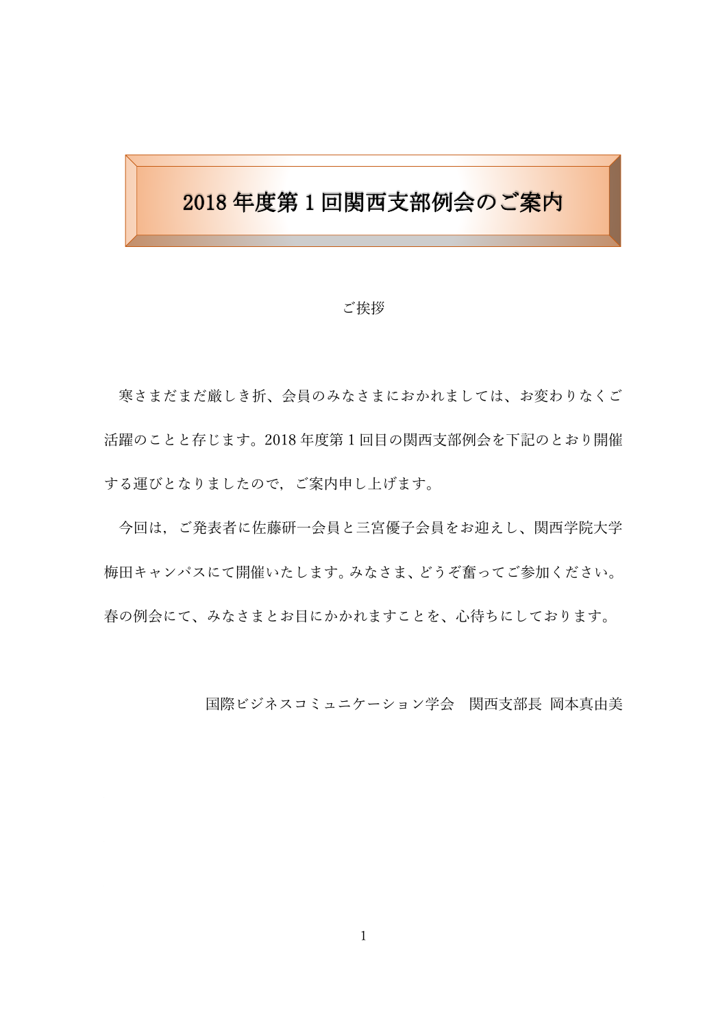# 2018 年度第 1 回関西支部例会のご案内

ご挨拶

寒さまだまだ厳しき折、会員のみなさまにおかれましては、お変わりなくご活躍のことと存じます。2018 年度第 1 回目の関西支部例会を下記のとおり開催する運びとなりましたので，ご案内申し上げます。

今回は，ご発表者に佐藤研一会員と三宮優子会員をお迎えし、関西学院大学梅田キャンパスにて開催いたします。みなさま、どうぞ奮ってご参加ください。春の例会にて、みなさまとお目にかかれますことを、心待ちにしております。

国際ビジネスコミュニケーション学会　関西支部長 岡本真由美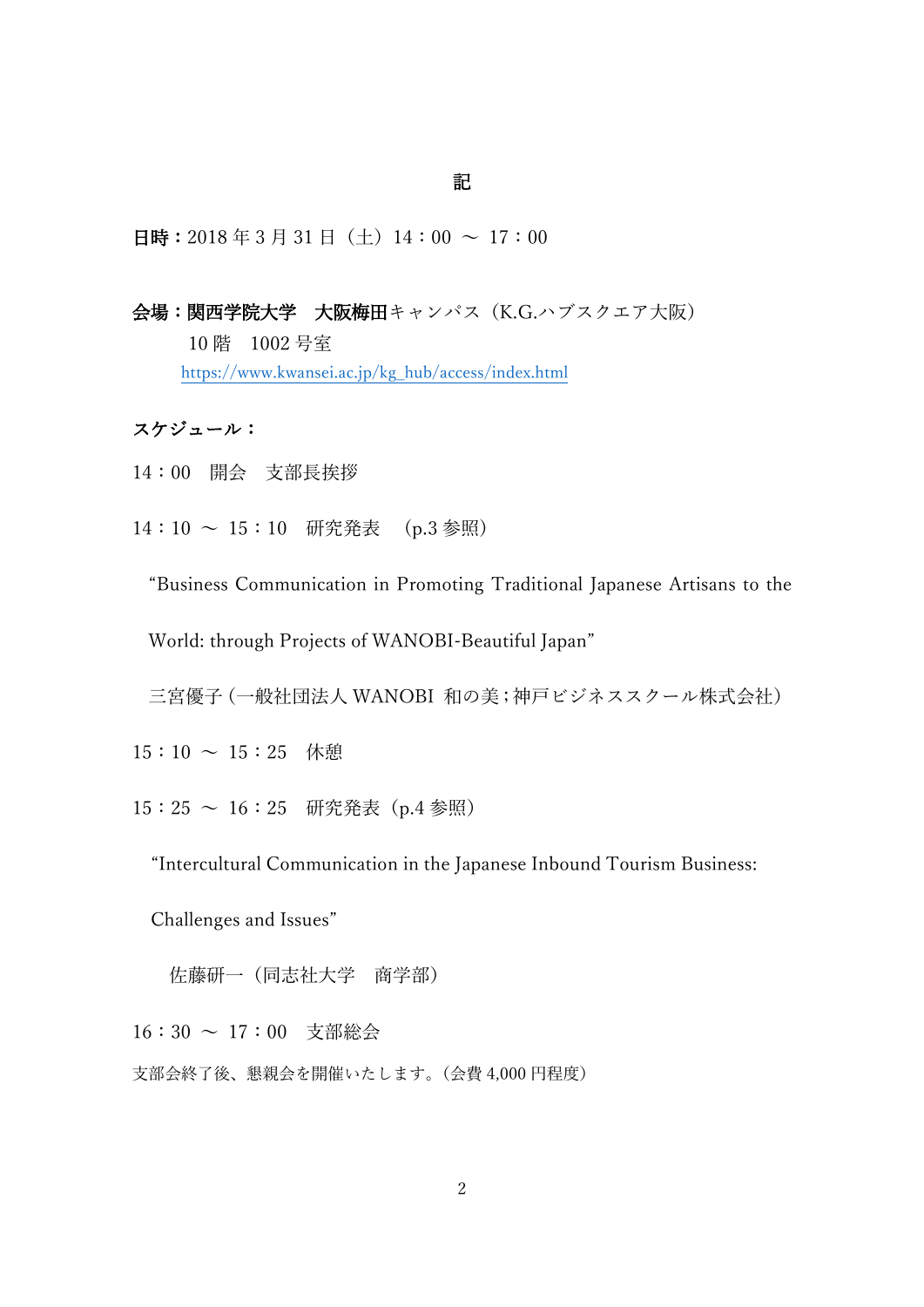記

**日時：**2018 年 3 月 31 日（土）14：00 ～ 17：00

**会場：関西学院大学　大阪梅田**キャンパス（K.G.ハブスクエア大阪）
10 階　1002 号室
https://www.kwansei.ac.jp/kg_hub/access/index.html

**スケジュール：**

14：00　開会　支部長挨拶

14：10 ～ 15：10　研究発表　(p.3 参照)

“Business Communication in Promoting Traditional Japanese Artisans to the World: through Projects of WANOBI-Beautiful Japan”

三宮優子（一般社団法人 WANOBI 和の美；神戸ビジネススクール株式会社）

15：10 ～ 15：25　休憩

15：25 ～ 16：25　研究発表（p.4 参照）

“Intercultural Communication in the Japanese Inbound Tourism Business: Challenges and Issues”

佐藤研一（同志社大学　商学部）

16：30 ～ 17：00　支部総会

支部会終了後、懇親会を開催いたします。（会費 4,000 円程度）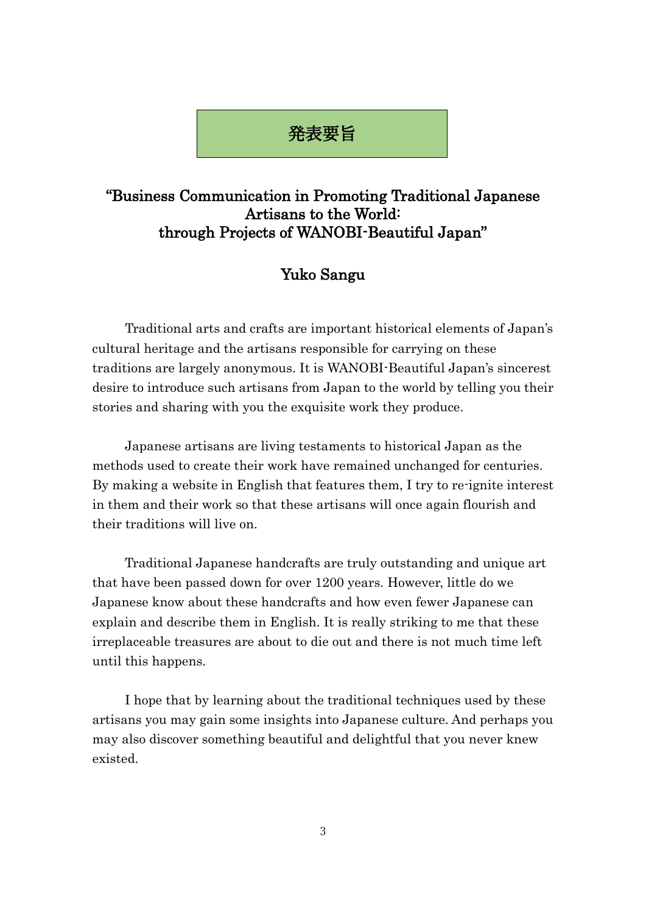# 発表要旨

## "Business Communication in Promoting Traditional Japanese Artisans to the World: through Projects of WANOBI-Beautiful Japan"

### Yuko Sangu

Traditional arts and crafts are important historical elements of Japan's cultural heritage and the artisans responsible for carrying on these traditions are largely anonymous. It is WANOBI-Beautiful Japan's sincerest desire to introduce such artisans from Japan to the world by telling you their stories and sharing with you the exquisite work they produce.

Japanese artisans are living testaments to historical Japan as the methods used to create their work have remained unchanged for centuries. By making a website in English that features them, I try to re-ignite interest in them and their work so that these artisans will once again flourish and their traditions will live on.

Traditional Japanese handcrafts are truly outstanding and unique art that have been passed down for over 1200 years. However, little do we Japanese know about these handcrafts and how even fewer Japanese can explain and describe them in English. It is really striking to me that these irreplaceable treasures are about to die out and there is not much time left until this happens.

I hope that by learning about the traditional techniques used by these artisans you may gain some insights into Japanese culture. And perhaps you may also discover something beautiful and delightful that you never knew existed.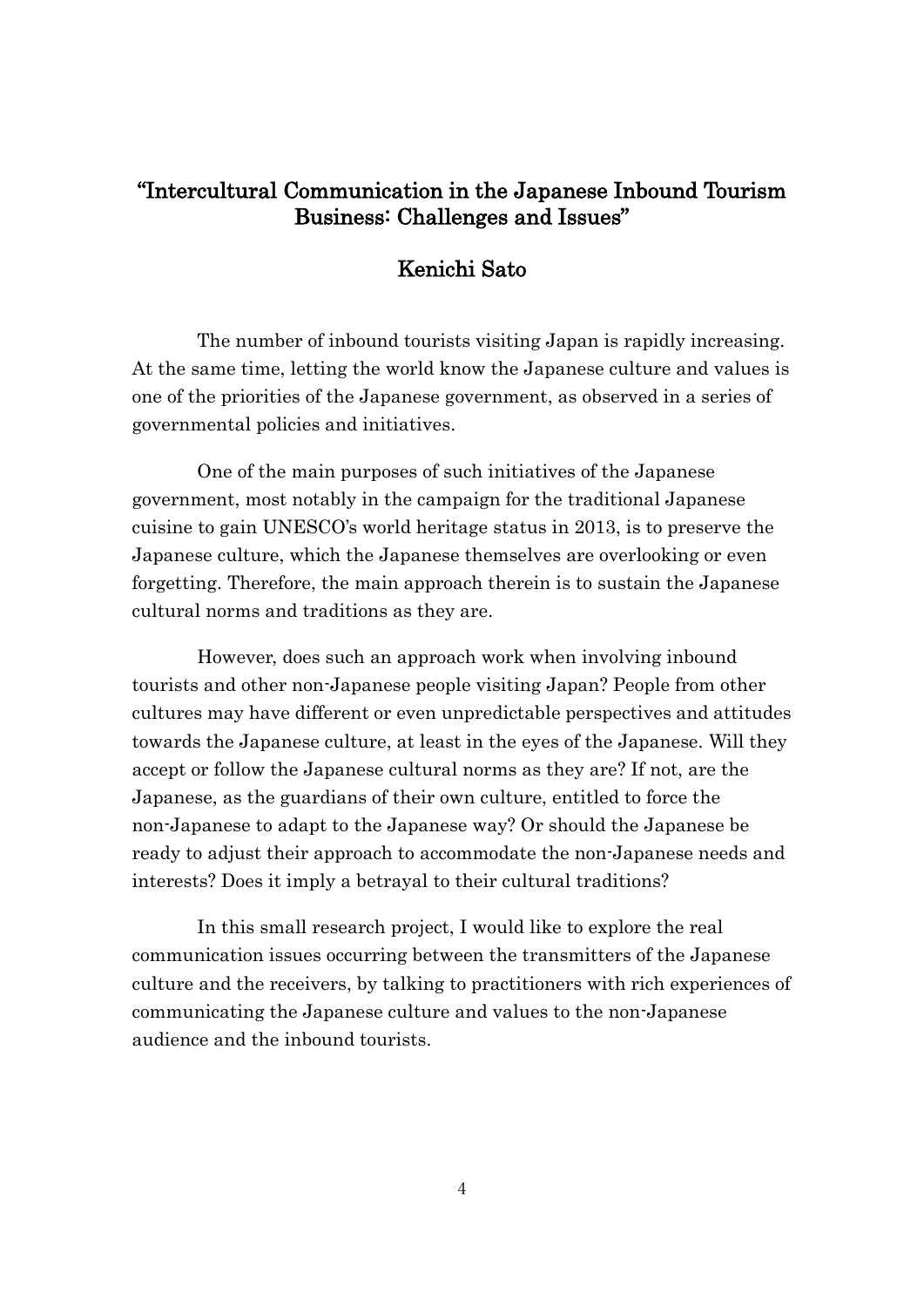# "Intercultural Communication in the Japanese Inbound Tourism Business: Challenges and Issues"

## Kenichi Sato

The number of inbound tourists visiting Japan is rapidly increasing. At the same time, letting the world know the Japanese culture and values is one of the priorities of the Japanese government, as observed in a series of governmental policies and initiatives.

One of the main purposes of such initiatives of the Japanese government, most notably in the campaign for the traditional Japanese cuisine to gain UNESCO's world heritage status in 2013, is to preserve the Japanese culture, which the Japanese themselves are overlooking or even forgetting. Therefore, the main approach therein is to sustain the Japanese cultural norms and traditions as they are.

However, does such an approach work when involving inbound tourists and other non-Japanese people visiting Japan? People from other cultures may have different or even unpredictable perspectives and attitudes towards the Japanese culture, at least in the eyes of the Japanese. Will they accept or follow the Japanese cultural norms as they are? If not, are the Japanese, as the guardians of their own culture, entitled to force the non-Japanese to adapt to the Japanese way? Or should the Japanese be ready to adjust their approach to accommodate the non-Japanese needs and interests? Does it imply a betrayal to their cultural traditions?

In this small research project, I would like to explore the real communication issues occurring between the transmitters of the Japanese culture and the receivers, by talking to practitioners with rich experiences of communicating the Japanese culture and values to the non-Japanese audience and the inbound tourists.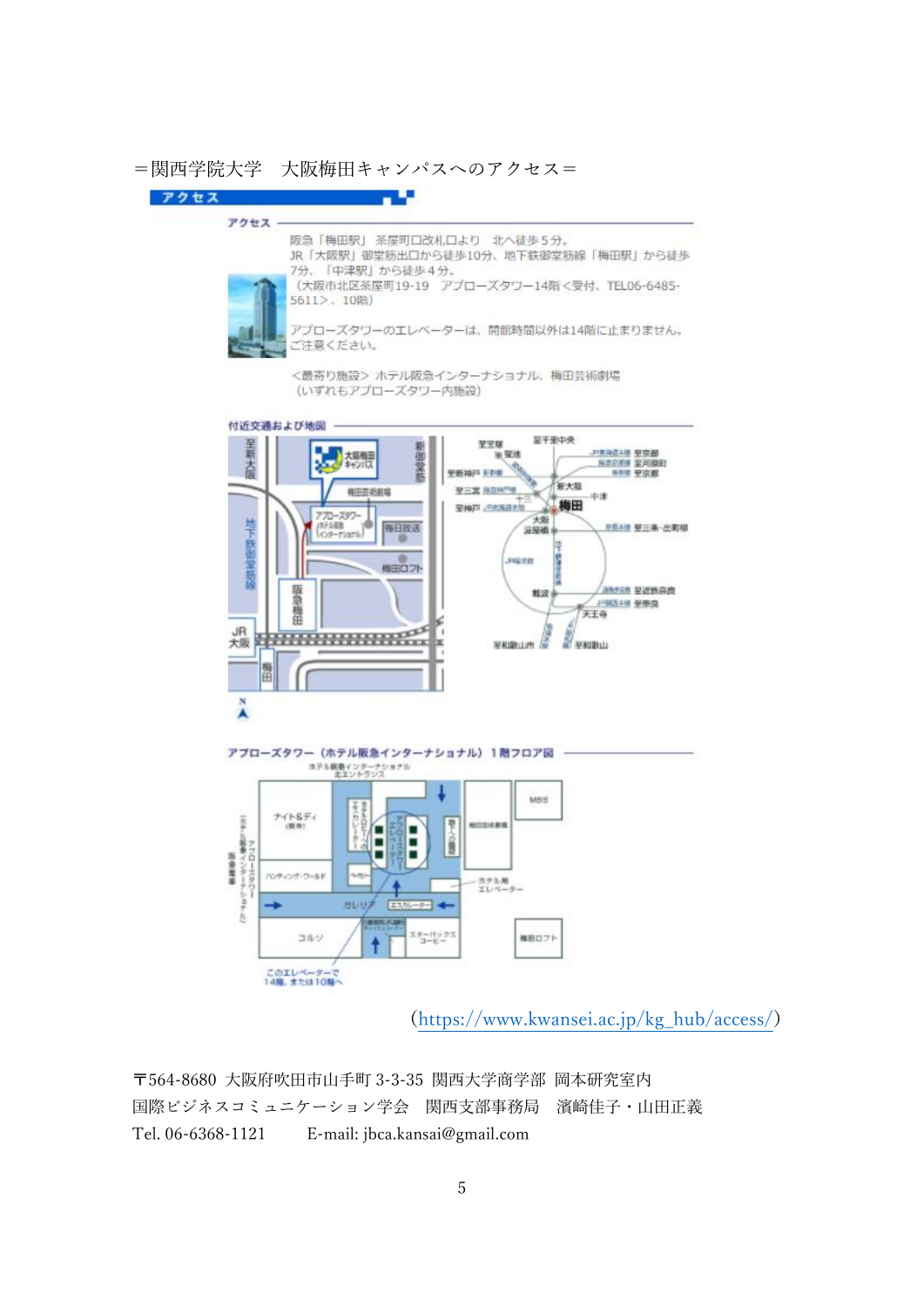＝関西学院大学　大阪梅田キャンパスへのアクセス＝

**アクセス**

**アクセス**

阪急「梅田駅」茶屋町口改札口より　北へ徒歩5分。
JR「大阪駅」御堂筋北口から徒歩10分、地下鉄御堂筋線「梅田駅」から徒歩7分、「中津駅」から徒歩4分。
（大阪市北区茶屋町19-19　アプローズタワー14階＜受付、TEL06-6485-5611＞、10階）

アプローズタワーのエレベーターは、開館時間以外は14階に止まりません。ご注意ください。

＜最寄り施設＞ ホテル阪急インターナショナル、梅田芸術劇場
（いずれもアプローズタワー内施設）

**付近交通および地図**

至新大阪
大阪梅田キャンパス
新御堂筋
梅田芸術劇場
アプローズタワー（ホテル阪急インターナショナル）
毎日放送
梅田ロフト
地下鉄御堂筋線
阪急梅田
JR大阪
梅田
N

至宝塚　至千里中央　至池田　至新神戸　至三宮　至神戸　至京都　至河原町　新大阪　中津　梅田　大阪　淀屋橋　至三条・出町柳　難波　至近鉄奈良　至奈良　天王寺　至和歌山市　至和歌山

**アプローズタワー（ホテル阪急インターナショナル）1階フロア図**

ホテル阪急インターナショナル北エントランス
ナイト＆デイ
バンディング・ワールド
ガレリア
エスカレーター
コルソ
スターバックスコーヒー
アプローズタワーエレベーター
地下への階段
梅田芸術劇場
MBS
ホテル用エレベーター
梅田ロフト
このエレベーターで14階、または10階へ

（https://www.kwansei.ac.jp/kg_hub/access/）

〒564-8680 大阪府吹田市山手町 3-3-35 関西大学商学部 岡本研究室内
国際ビジネスコミュニケーション学会　関西支部事務局　濱崎佳子・山田正義
Tel. 06-6368-1121　　E-mail: jbca.kansai@gmail.com